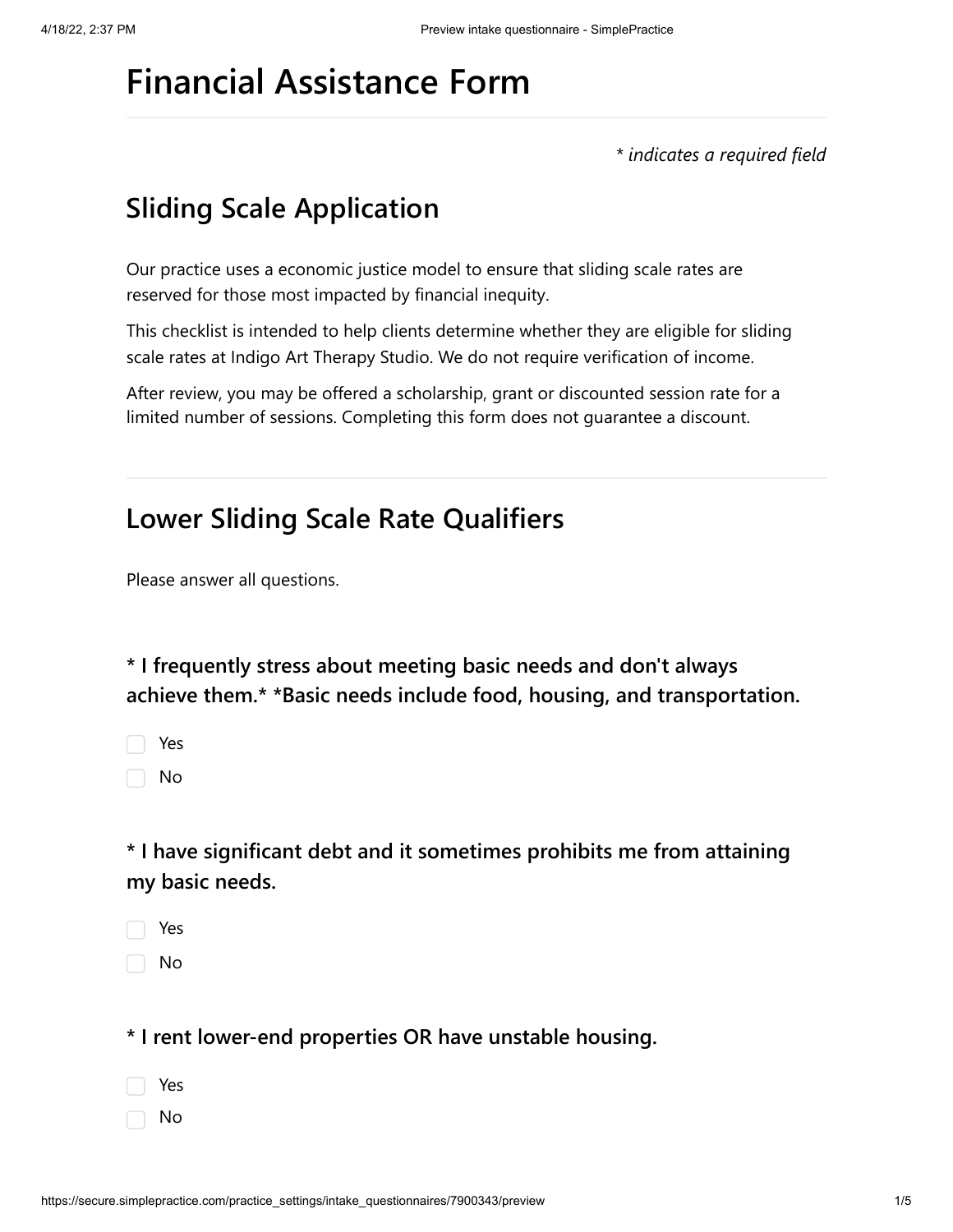# Financial Assistance Form

*\* indicates a required field*

## Sliding Scale Application

Our practice uses a economic justice model to ensure that sliding scale rates are reserved for those most impacted by financial inequity.

This checklist is intended to help clients determine whether they are eligible for sliding scale rates at Indigo Art Therapy Studio. We do not require verification of income.

After review, you may be offered a scholarship, grant or discounted session rate for a limited number of sessions. Completing this form does not guarantee a discount.

---

## Lower Sliding Scale Rate Qualifiers

Please answer all questions.

### * I frequently stress about meeting basic needs and don't always achieve them.* *Basic needs include food, housing, and transportation.

- [ ] Yes
- [ ] No

### * I have significant debt and it sometimes prohibits me from attaining my basic needs.

- [ ] Yes
- [ ] No

### * I rent lower-end properties OR have unstable housing.

- [ ] Yes
- [ ] No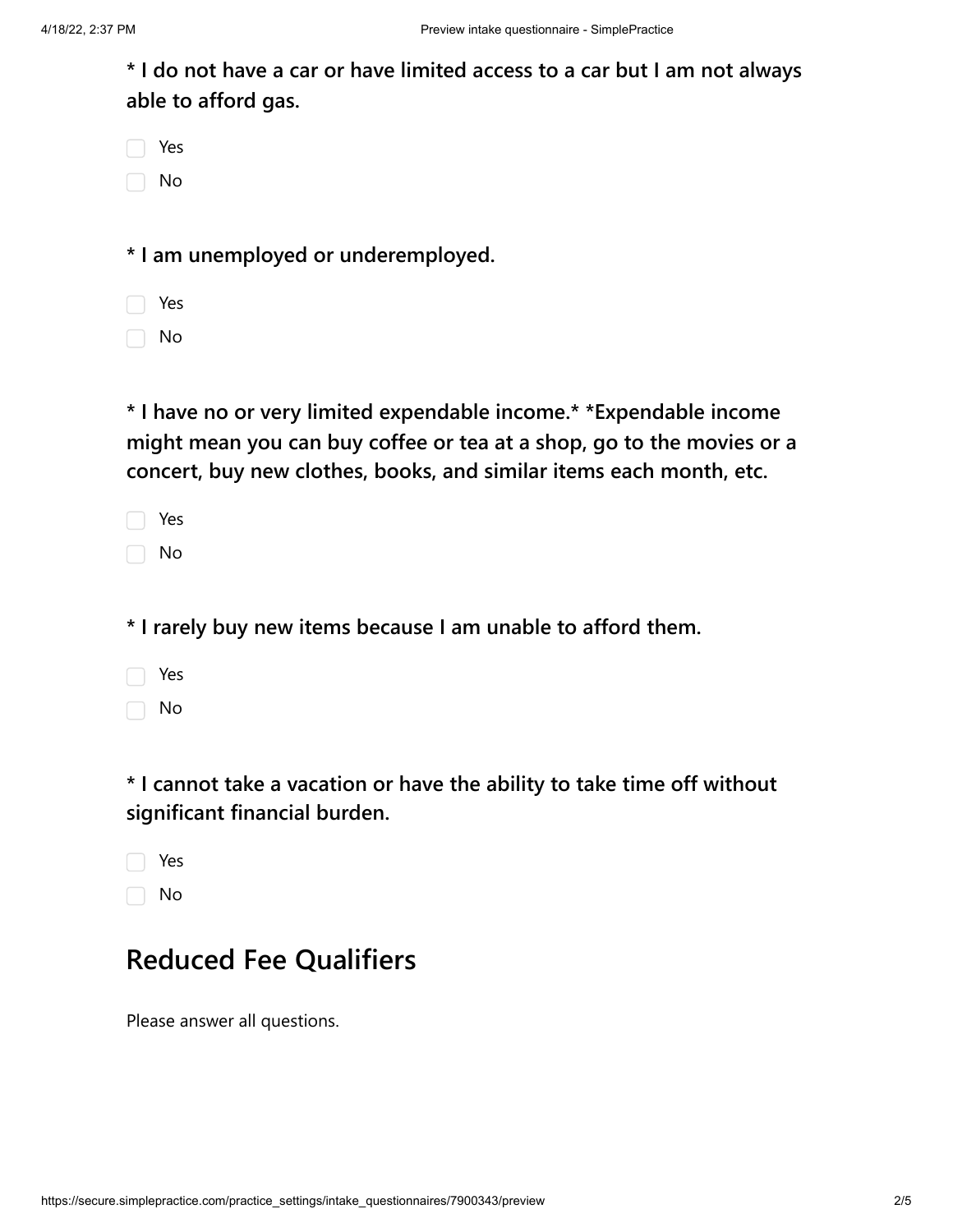**\* I do not have a car or have limited access to a car but I am not always able to afford gas.**

- [ ] Yes
- [ ] No

**\* I am unemployed or underemployed.**

- [ ] Yes
- [ ] No

**\* I have no or very limited expendable income.\* \*Expendable income might mean you can buy coffee or tea at a shop, go to the movies or a concert, buy new clothes, books, and similar items each month, etc.**

- [ ] Yes
- [ ] No

**\* I rarely buy new items because I am unable to afford them.**

- [ ] Yes
- [ ] No

**\* I cannot take a vacation or have the ability to take time off without significant financial burden.**

- [ ] Yes
- [ ] No

## Reduced Fee Qualifiers

Please answer all questions.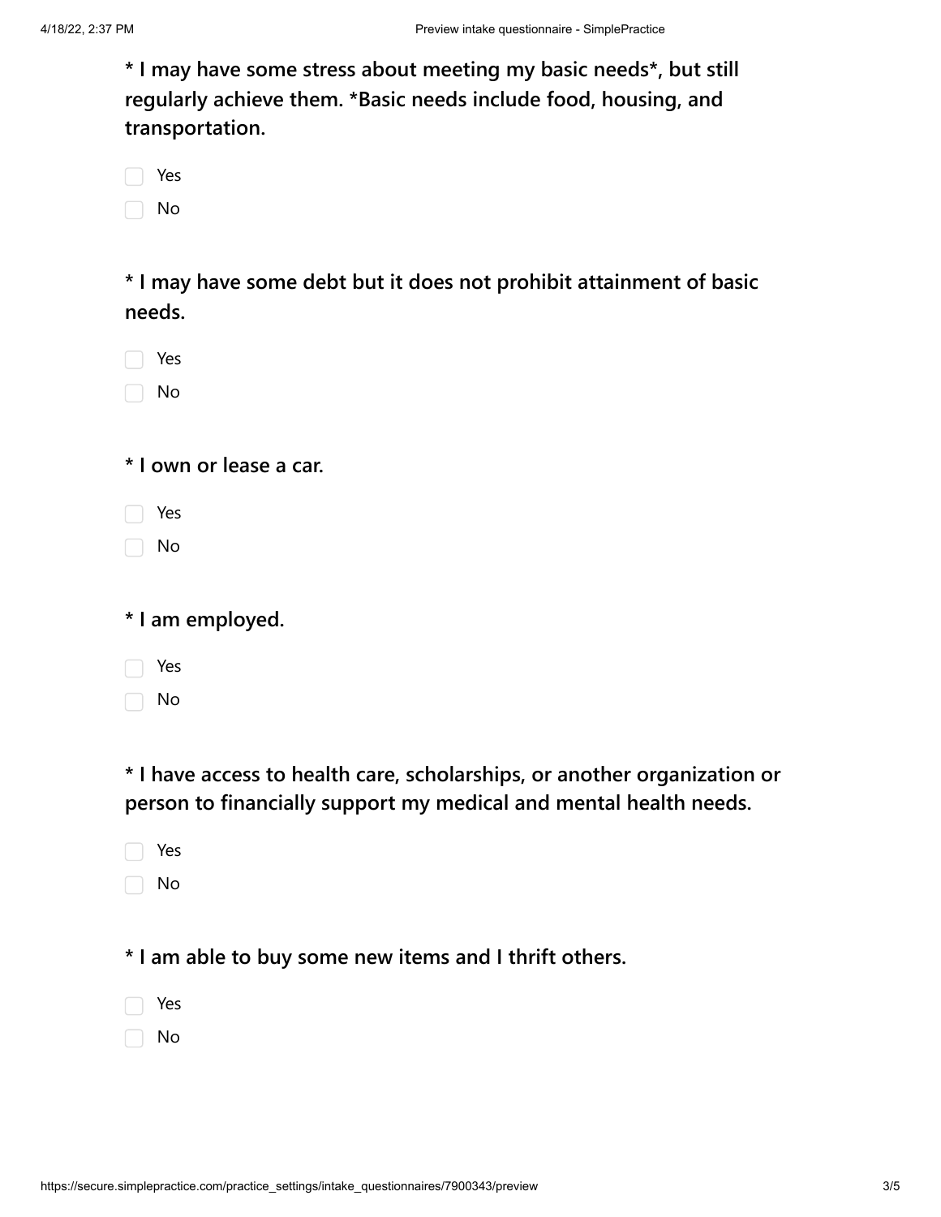**\* I may have some stress about meeting my basic needs\*, but still regularly achieve them. \*Basic needs include food, housing, and transportation.**

- [ ] Yes
- [ ] No

**\* I may have some debt but it does not prohibit attainment of basic needs.**

- [ ] Yes
- [ ] No

**\* I own or lease a car.**

- [ ] Yes
- [ ] No

**\* I am employed.**

- [ ] Yes
- [ ] No

**\* I have access to health care, scholarships, or another organization or person to financially support my medical and mental health needs.**

- [ ] Yes
- [ ] No

**\* I am able to buy some new items and I thrift others.**

- [ ] Yes
- [ ] No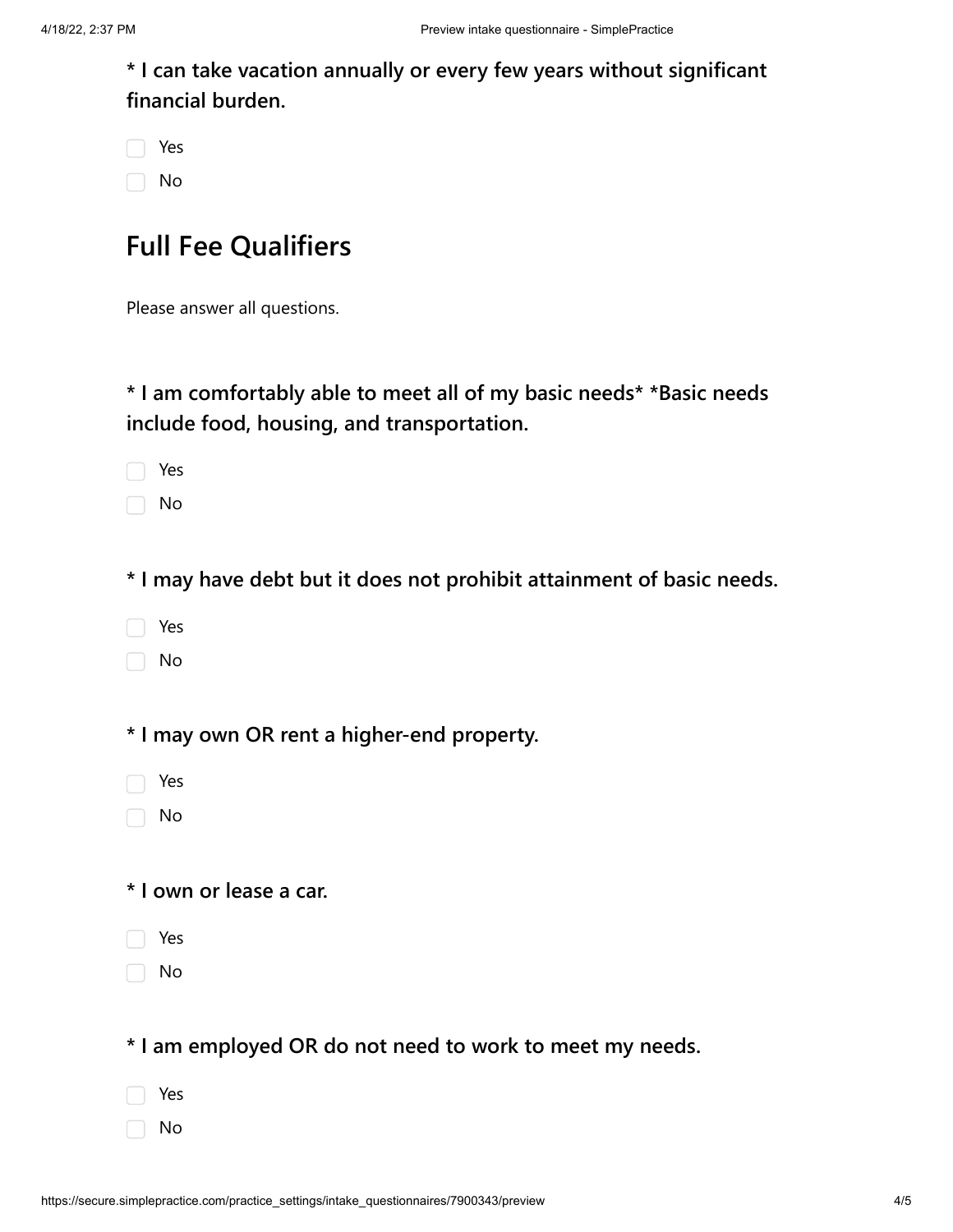**\* I can take vacation annually or every few years without significant financial burden.**

- [ ] Yes
- [ ] No

## Full Fee Qualifiers

Please answer all questions.

**\* I am comfortably able to meet all of my basic needs\* \*Basic needs include food, housing, and transportation.**

- [ ] Yes
- [ ] No

**\* I may have debt but it does not prohibit attainment of basic needs.**

- [ ] Yes
- [ ] No

**\* I may own OR rent a higher-end property.**

- [ ] Yes
- [ ] No

**\* I own or lease a car.**

- [ ] Yes
- [ ] No

**\* I am employed OR do not need to work to meet my needs.**

- [ ] Yes
- [ ] No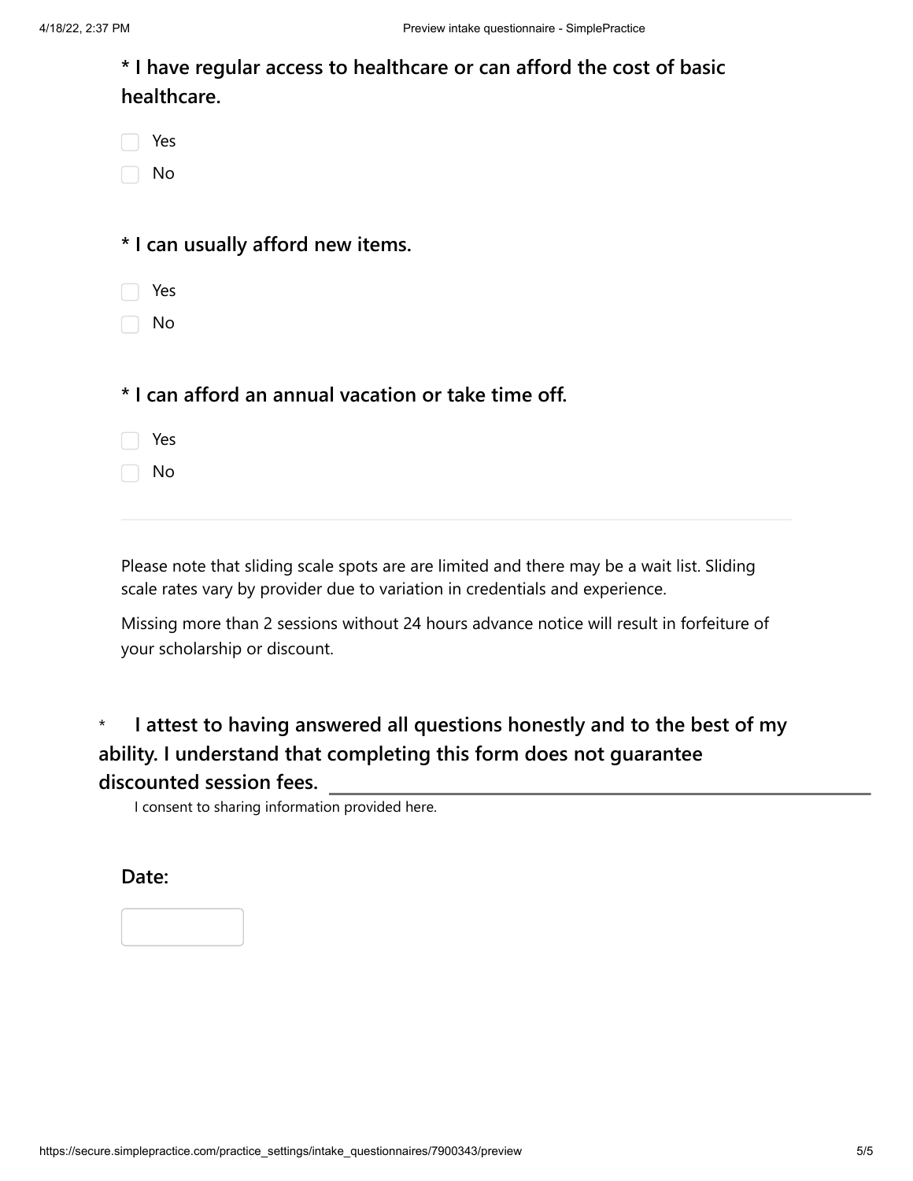**\* I have regular access to healthcare or can afford the cost of basic healthcare.**

- [ ] Yes
- [ ] No

**\* I can usually afford new items.**

- [ ] Yes
- [ ] No

**\* I can afford an annual vacation or take time off.**

- [ ] Yes
- [ ] No

---

Please note that sliding scale spots are are limited and there may be a wait list. Sliding scale rates vary by provider due to variation in credentials and experience.

Missing more than 2 sessions without 24 hours advance notice will result in forfeiture of your scholarship or discount.

\* **I attest to having answered all questions honestly and to the best of my ability. I understand that completing this form does not guarantee discounted session fees.** ______________________________

I consent to sharing information provided here.

**Date:**

[ ]